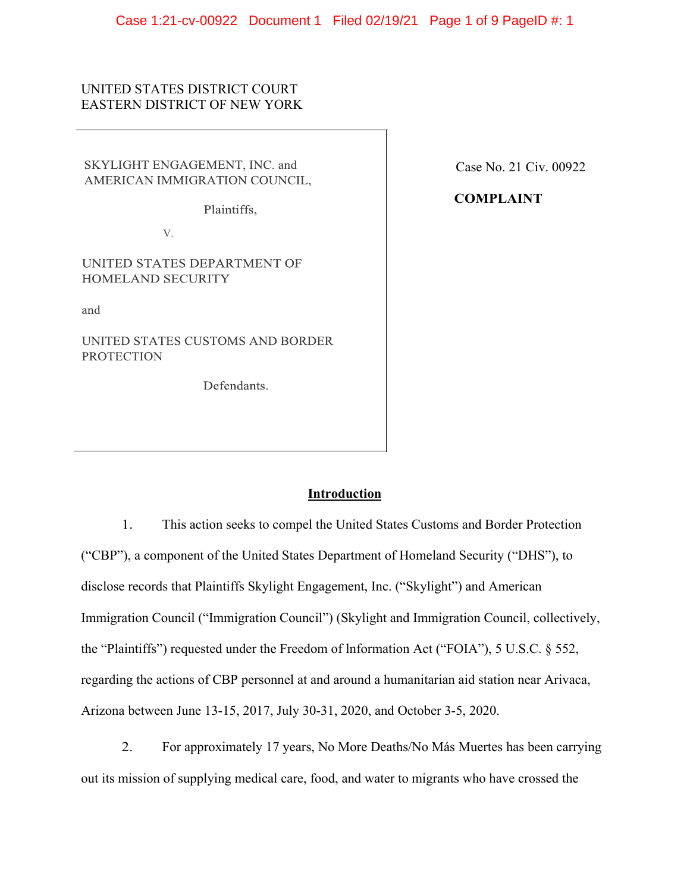UNITED STATES DISTRICT COURT
EASTERN DISTRICT OF NEW YORK

| | |
|---|---|
| SKYLIGHT ENGAGEMENT, INC. and AMERICAN IMMIGRATION COUNCIL,<br><br>Plaintiffs,<br><br>v.<br><br>UNITED STATES DEPARTMENT OF HOMELAND SECURITY<br><br>and<br><br>UNITED STATES CUSTOMS AND BORDER PROTECTION<br><br>Defendants. | Case No. 21 Civ. 00922<br><br>**COMPLAINT** |

## Introduction

1. This action seeks to compel the United States Customs and Border Protection ("CBP"), a component of the United States Department of Homeland Security ("DHS"), to disclose records that Plaintiffs Skylight Engagement, Inc. ("Skylight") and American Immigration Council ("Immigration Council") (Skylight and Immigration Council, collectively, the "Plaintiffs") requested under the Freedom of lnformation Act ("FOIA"), 5 U.S.C. § 552, regarding the actions of CBP personnel at and around a humanitarian aid station near Arivaca, Arizona between June 13-15, 2017, July 30-31, 2020, and October 3-5, 2020.

2. For approximately 17 years, No More Deaths/No Más Muertes has been carrying out its mission of supplying medical care, food, and water to migrants who have crossed the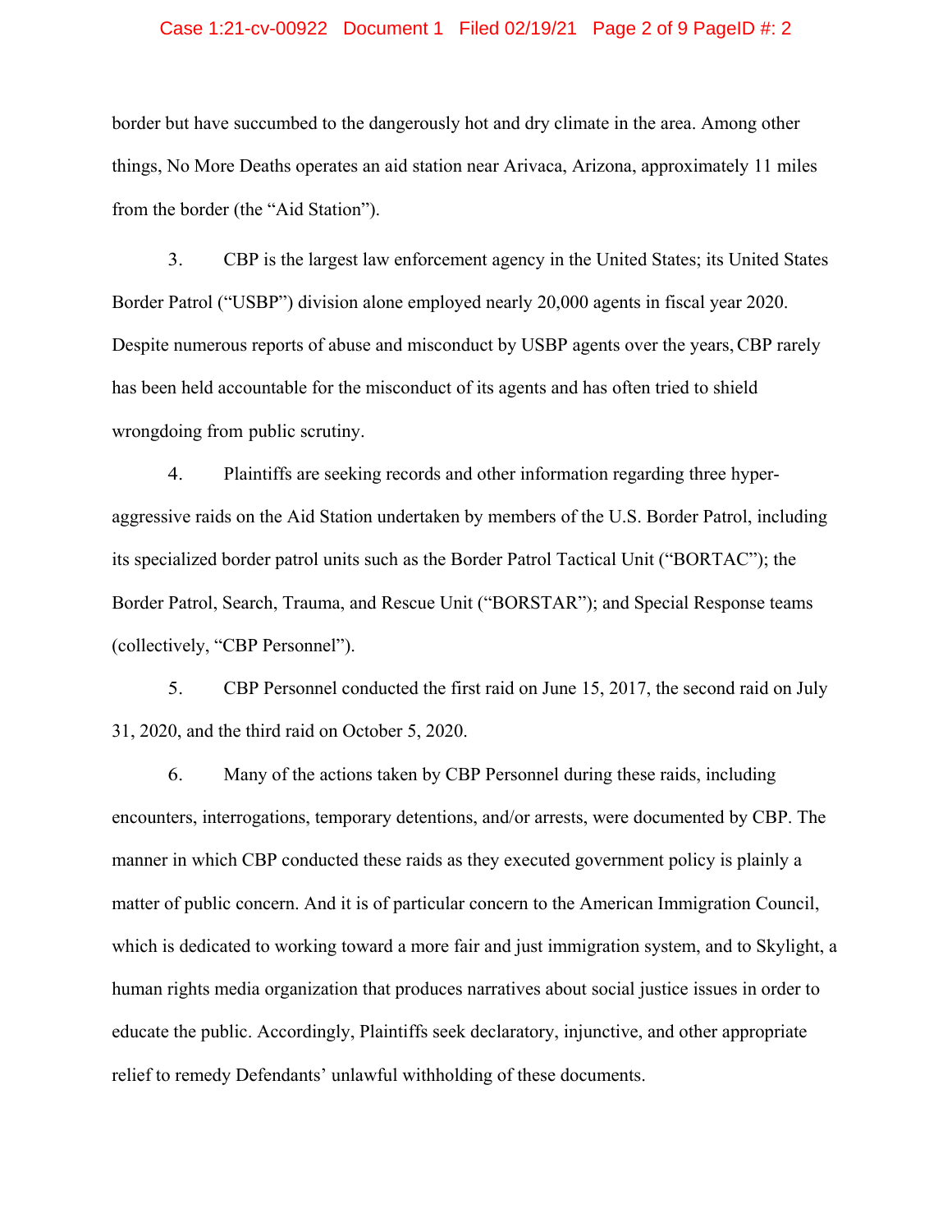border but have succumbed to the dangerously hot and dry climate in the area. Among other things, No More Deaths operates an aid station near Arivaca, Arizona, approximately 11 miles from the border (the "Aid Station").

3. CBP is the largest law enforcement agency in the United States; its United States Border Patrol ("USBP") division alone employed nearly 20,000 agents in fiscal year 2020. Despite numerous reports of abuse and misconduct by USBP agents over the years, CBP rarely has been held accountable for the misconduct of its agents and has often tried to shield wrongdoing from public scrutiny.

4. Plaintiffs are seeking records and other information regarding three hyper-aggressive raids on the Aid Station undertaken by members of the U.S. Border Patrol, including its specialized border patrol units such as the Border Patrol Tactical Unit ("BORTAC"); the Border Patrol, Search, Trauma, and Rescue Unit ("BORSTAR"); and Special Response teams (collectively, "CBP Personnel").

5. CBP Personnel conducted the first raid on June 15, 2017, the second raid on July 31, 2020, and the third raid on October 5, 2020.

6. Many of the actions taken by CBP Personnel during these raids, including encounters, interrogations, temporary detentions, and/or arrests, were documented by CBP. The manner in which CBP conducted these raids as they executed government policy is plainly a matter of public concern. And it is of particular concern to the American Immigration Council, which is dedicated to working toward a more fair and just immigration system, and to Skylight, a human rights media organization that produces narratives about social justice issues in order to educate the public. Accordingly, Plaintiffs seek declaratory, injunctive, and other appropriate relief to remedy Defendants' unlawful withholding of these documents.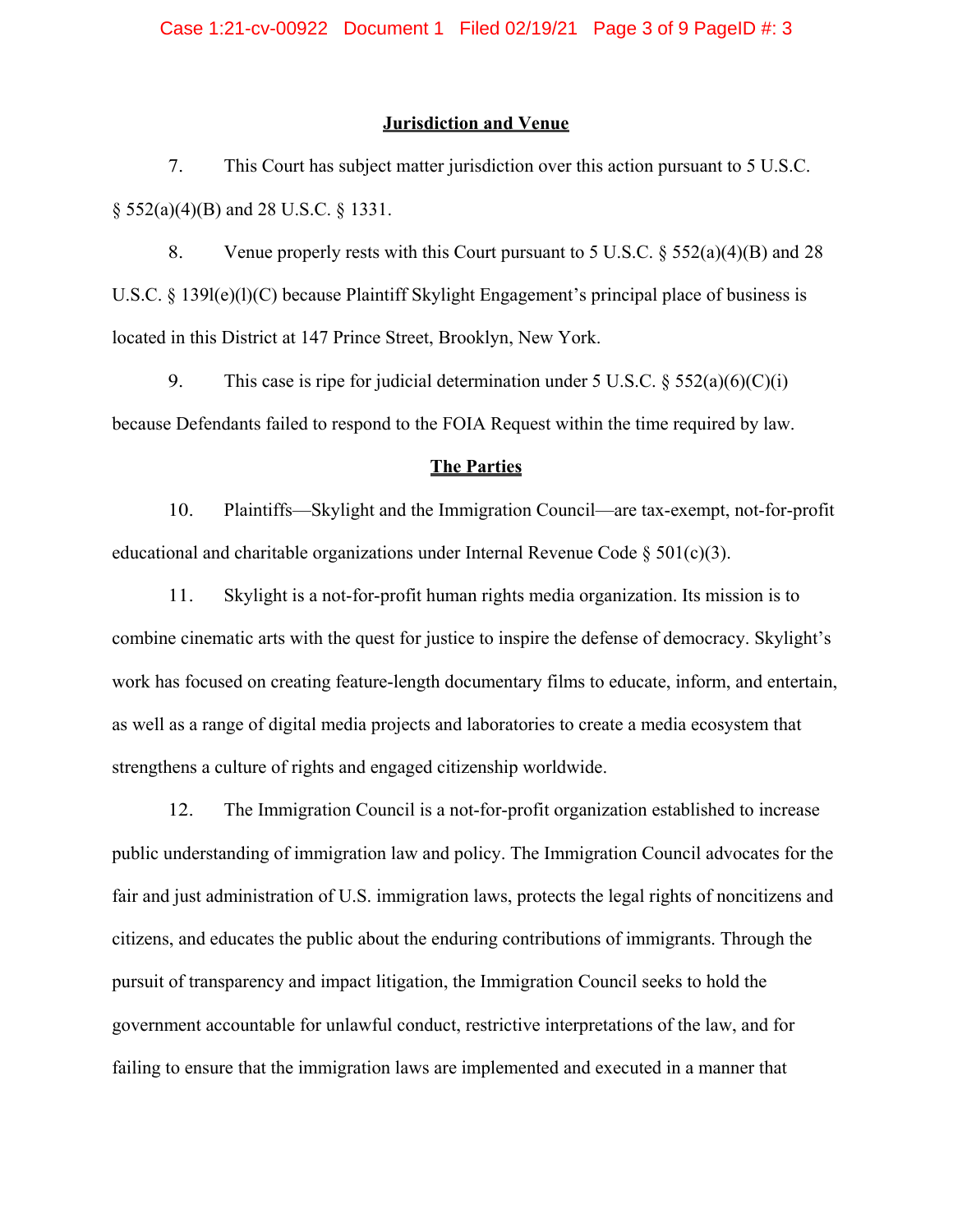## Jurisdiction and Venue

7. This Court has subject matter jurisdiction over this action pursuant to 5 U.S.C. § 552(a)(4)(B) and 28 U.S.C. § 1331.

8. Venue properly rests with this Court pursuant to 5 U.S.C. § 552(a)(4)(B) and 28 U.S.C. § 139l(e)(l)(C) because Plaintiff Skylight Engagement's principal place of business is located in this District at 147 Prince Street, Brooklyn, New York.

9. This case is ripe for judicial determination under 5 U.S.C. § 552(a)(6)(C)(i) because Defendants failed to respond to the FOIA Request within the time required by law.

## The Parties

10. Plaintiffs—Skylight and the Immigration Council—are tax-exempt, not-for-profit educational and charitable organizations under Internal Revenue Code § 501(c)(3).

11. Skylight is a not-for-profit human rights media organization. Its mission is to combine cinematic arts with the quest for justice to inspire the defense of democracy. Skylight's work has focused on creating feature-length documentary films to educate, inform, and entertain, as well as a range of digital media projects and laboratories to create a media ecosystem that strengthens a culture of rights and engaged citizenship worldwide.

12. The Immigration Council is a not-for-profit organization established to increase public understanding of immigration law and policy. The Immigration Council advocates for the fair and just administration of U.S. immigration laws, protects the legal rights of noncitizens and citizens, and educates the public about the enduring contributions of immigrants. Through the pursuit of transparency and impact litigation, the Immigration Council seeks to hold the government accountable for unlawful conduct, restrictive interpretations of the law, and for failing to ensure that the immigration laws are implemented and executed in a manner that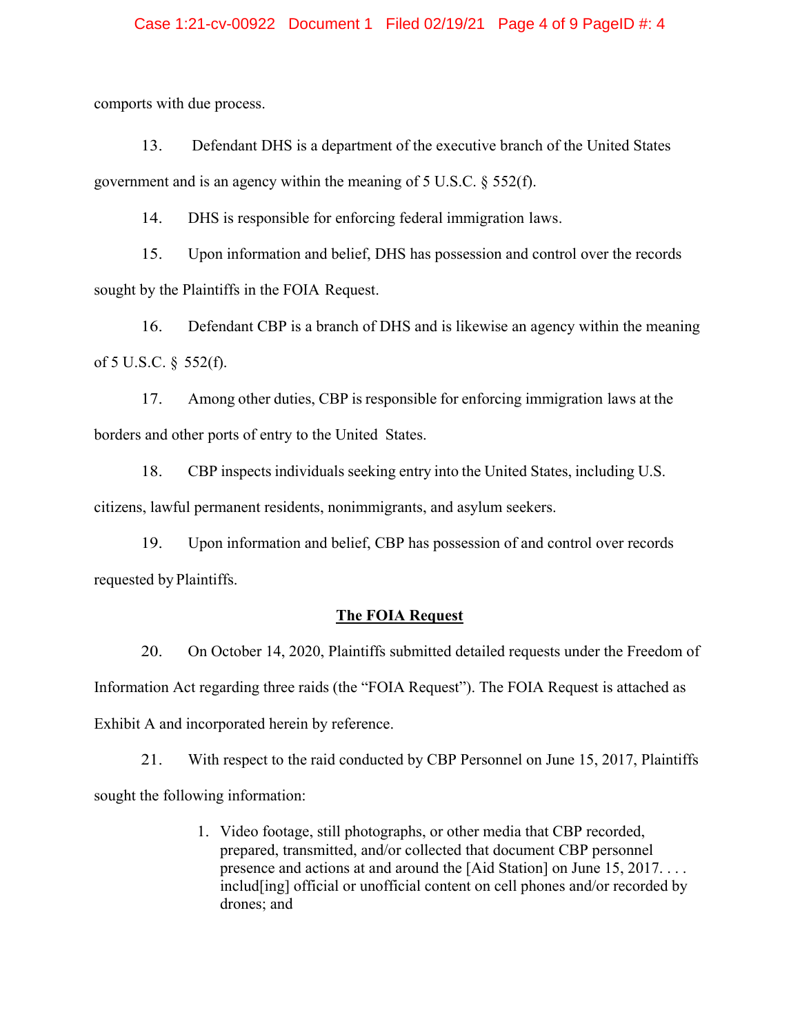comports with due process.

13. Defendant DHS is a department of the executive branch of the United States government and is an agency within the meaning of 5 U.S.C. § 552(f).

14. DHS is responsible for enforcing federal immigration laws.

15. Upon information and belief, DHS has possession and control over the records sought by the Plaintiffs in the FOIA Request.

16. Defendant CBP is a branch of DHS and is likewise an agency within the meaning of 5 U.S.C. § 552(f).

17. Among other duties, CBP is responsible for enforcing immigration laws at the borders and other ports of entry to the United States.

18. CBP inspects individuals seeking entry into the United States, including U.S. citizens, lawful permanent residents, nonimmigrants, and asylum seekers.

19. Upon information and belief, CBP has possession of and control over records requested by Plaintiffs.

## The FOIA Request

20. On October 14, 2020, Plaintiffs submitted detailed requests under the Freedom of Information Act regarding three raids (the "FOIA Request"). The FOIA Request is attached as Exhibit A and incorporated herein by reference.

21. With respect to the raid conducted by CBP Personnel on June 15, 2017, Plaintiffs sought the following information:

> 1. Video footage, still photographs, or other media that CBP recorded, prepared, transmitted, and/or collected that document CBP personnel presence and actions at and around the [Aid Station] on June 15, 2017. . . . includ[ing] official or unofficial content on cell phones and/or recorded by drones; and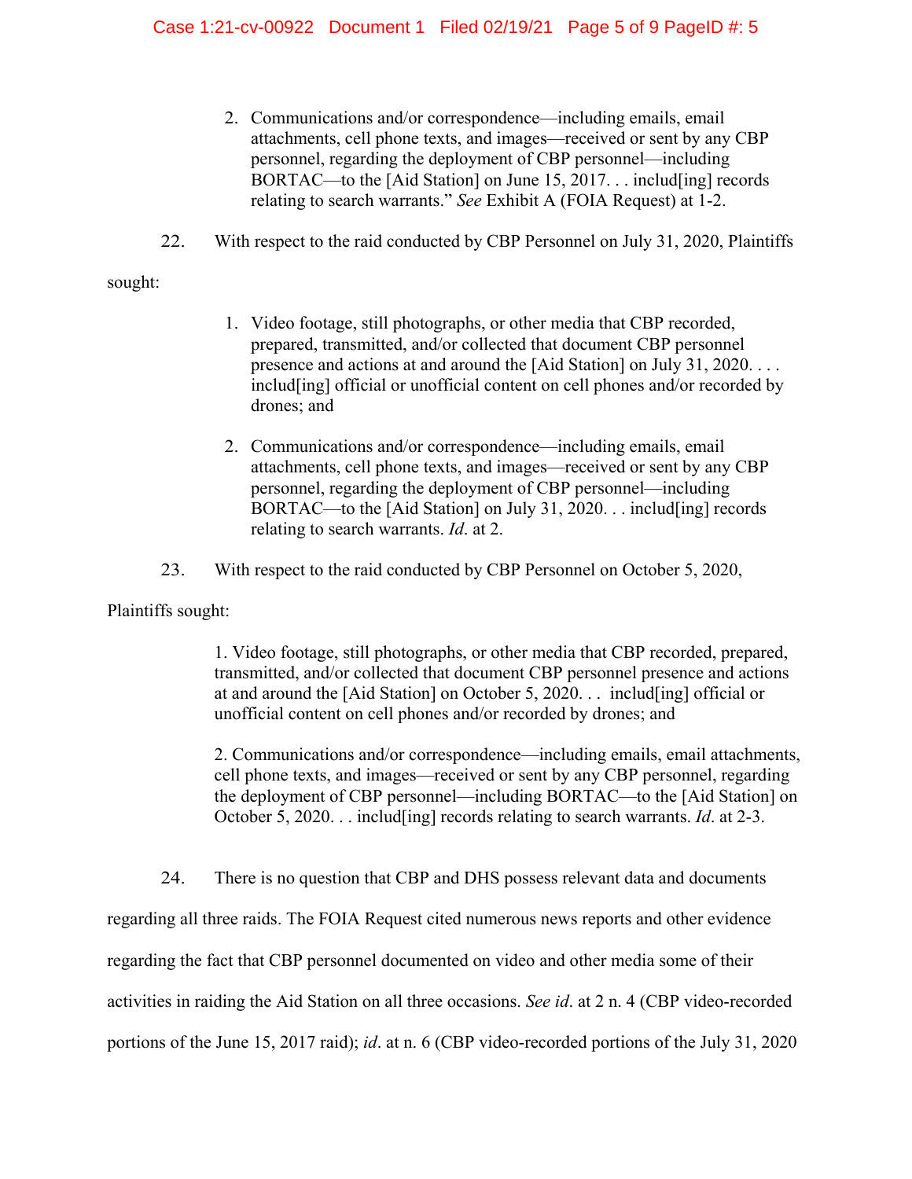2. Communications and/or correspondence—including emails, email attachments, cell phone texts, and images—received or sent by any CBP personnel, regarding the deployment of CBP personnel—including BORTAC—to the [Aid Station] on June 15, 2017. . . includ[ing] records relating to search warrants." *See* Exhibit A (FOIA Request) at 1-2.

22. With respect to the raid conducted by CBP Personnel on July 31, 2020, Plaintiffs sought:

> 1. Video footage, still photographs, or other media that CBP recorded, prepared, transmitted, and/or collected that document CBP personnel presence and actions at and around the [Aid Station] on July 31, 2020. . . . includ[ing] official or unofficial content on cell phones and/or recorded by drones; and
>
> 2. Communications and/or correspondence—including emails, email attachments, cell phone texts, and images—received or sent by any CBP personnel, regarding the deployment of CBP personnel—including BORTAC—to the [Aid Station] on July 31, 2020. . . includ[ing] records relating to search warrants. *Id*. at 2.

23. With respect to the raid conducted by CBP Personnel on October 5, 2020, Plaintiffs sought:

> 1. Video footage, still photographs, or other media that CBP recorded, prepared, transmitted, and/or collected that document CBP personnel presence and actions at and around the [Aid Station] on October 5, 2020. . . includ[ing] official or unofficial content on cell phones and/or recorded by drones; and
>
> 2. Communications and/or correspondence—including emails, email attachments, cell phone texts, and images—received or sent by any CBP personnel, regarding the deployment of CBP personnel—including BORTAC—to the [Aid Station] on October 5, 2020. . . includ[ing] records relating to search warrants. *Id*. at 2-3.

24. There is no question that CBP and DHS possess relevant data and documents regarding all three raids. The FOIA Request cited numerous news reports and other evidence regarding the fact that CBP personnel documented on video and other media some of their activities in raiding the Aid Station on all three occasions. *See id*. at 2 n. 4 (CBP video-recorded portions of the June 15, 2017 raid); *id*. at n. 6 (CBP video-recorded portions of the July 31, 2020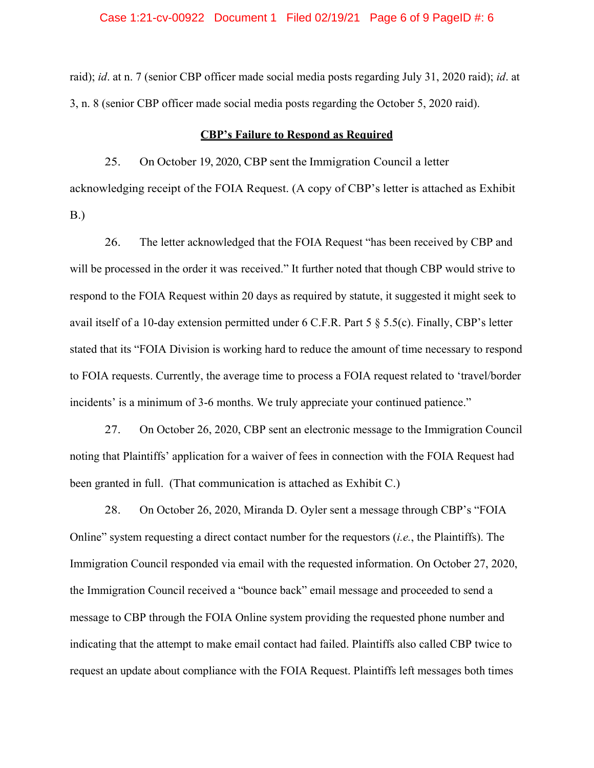raid); *id*. at n. 7 (senior CBP officer made social media posts regarding July 31, 2020 raid); *id*. at 3, n. 8 (senior CBP officer made social media posts regarding the October 5, 2020 raid).

**CBP's Failure to Respond as Required**

25. On October 19, 2020, CBP sent the Immigration Council a letter acknowledging receipt of the FOIA Request. (A copy of CBP's letter is attached as Exhibit B.)

26. The letter acknowledged that the FOIA Request "has been received by CBP and will be processed in the order it was received." It further noted that though CBP would strive to respond to the FOIA Request within 20 days as required by statute, it suggested it might seek to avail itself of a 10-day extension permitted under 6 C.F.R. Part 5 § 5.5(c). Finally, CBP's letter stated that its "FOIA Division is working hard to reduce the amount of time necessary to respond to FOIA requests. Currently, the average time to process a FOIA request related to 'travel/border incidents' is a minimum of 3-6 months. We truly appreciate your continued patience."

27. On October 26, 2020, CBP sent an electronic message to the Immigration Council noting that Plaintiffs' application for a waiver of fees in connection with the FOIA Request had been granted in full. (That communication is attached as Exhibit C.)

28. On October 26, 2020, Miranda D. Oyler sent a message through CBP's "FOIA Online" system requesting a direct contact number for the requestors (*i.e.*, the Plaintiffs). The Immigration Council responded via email with the requested information. On October 27, 2020, the Immigration Council received a "bounce back" email message and proceeded to send a message to CBP through the FOIA Online system providing the requested phone number and indicating that the attempt to make email contact had failed. Plaintiffs also called CBP twice to request an update about compliance with the FOIA Request. Plaintiffs left messages both times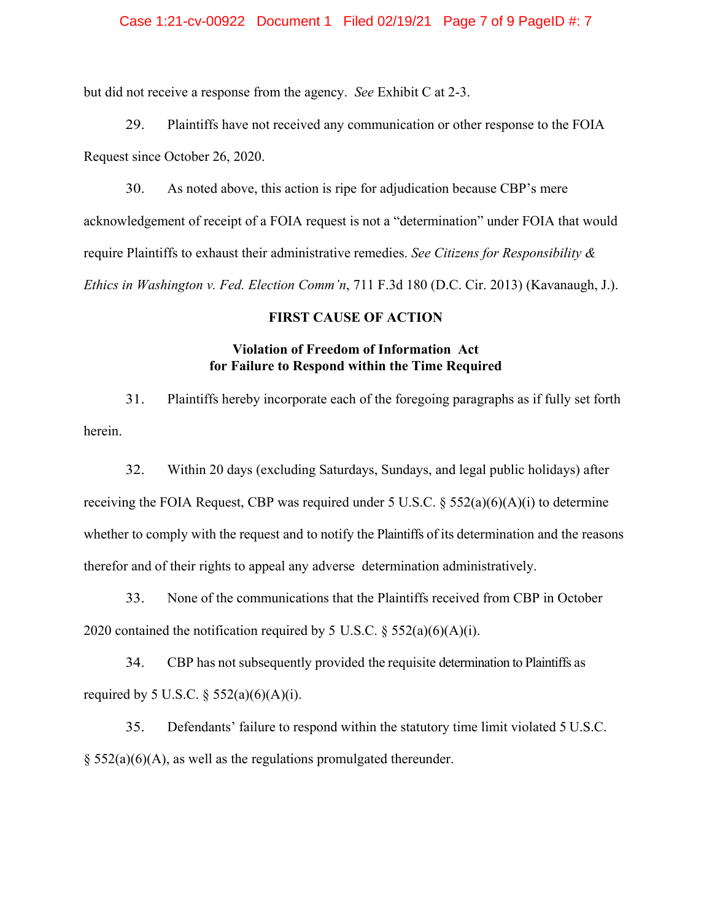but did not receive a response from the agency. *See* Exhibit C at 2-3.

29. Plaintiffs have not received any communication or other response to the FOIA Request since October 26, 2020.

30. As noted above, this action is ripe for adjudication because CBP's mere acknowledgement of receipt of a FOIA request is not a "determination" under FOIA that would require Plaintiffs to exhaust their administrative remedies. *See Citizens for Responsibility & Ethics in Washington v. Fed. Election Comm'n*, 711 F.3d 180 (D.C. Cir. 2013) (Kavanaugh, J.).

**FIRST CAUSE OF ACTION**

**Violation of Freedom of Information Act for Failure to Respond within the Time Required**

31. Plaintiffs hereby incorporate each of the foregoing paragraphs as if fully set forth herein.

32. Within 20 days (excluding Saturdays, Sundays, and legal public holidays) after receiving the FOIA Request, CBP was required under 5 U.S.C. § 552(a)(6)(A)(i) to determine whether to comply with the request and to notify the Plaintiffs of its determination and the reasons therefor and of their rights to appeal any adverse determination administratively.

33. None of the communications that the Plaintiffs received from CBP in October 2020 contained the notification required by 5 U.S.C. § 552(a)(6)(A)(i).

34. CBP has not subsequently provided the requisite determination to Plaintiffs as required by 5 U.S.C. § 552(a)(6)(A)(i).

35. Defendants' failure to respond within the statutory time limit violated 5 U.S.C. § 552(a)(6)(A), as well as the regulations promulgated thereunder.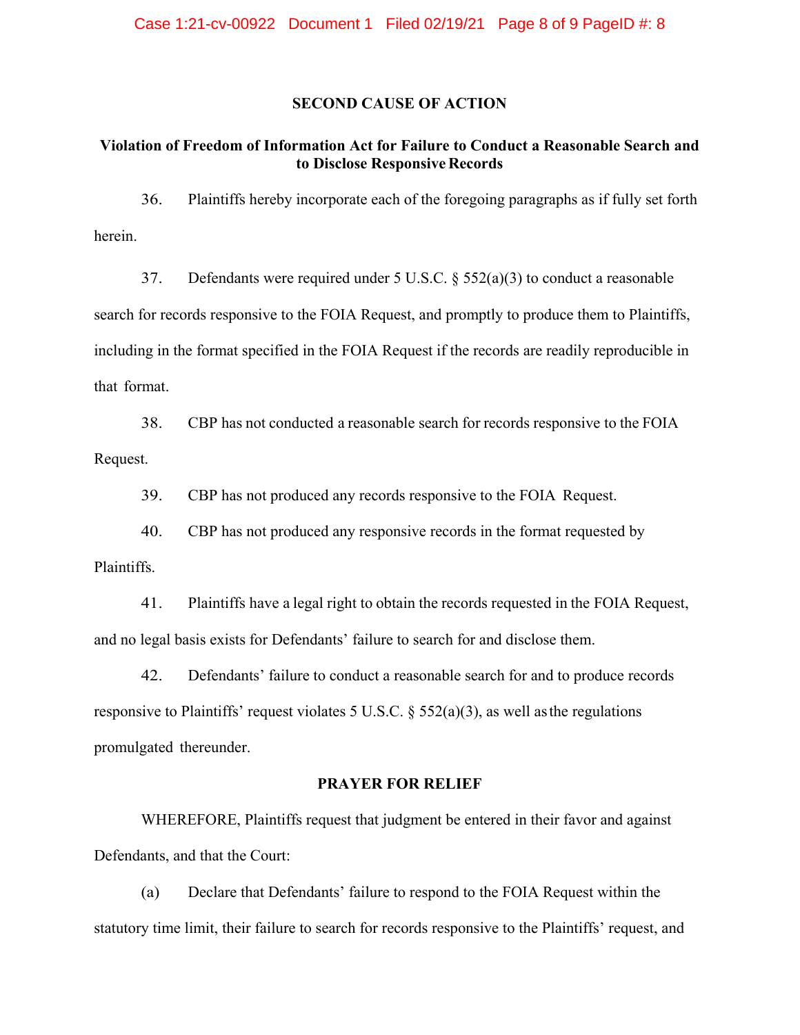## SECOND CAUSE OF ACTION

### Violation of Freedom of Information Act for Failure to Conduct a Reasonable Search and to Disclose Responsive Records

36. Plaintiffs hereby incorporate each of the foregoing paragraphs as if fully set forth herein.

37. Defendants were required under 5 U.S.C. § 552(a)(3) to conduct a reasonable search for records responsive to the FOIA Request, and promptly to produce them to Plaintiffs, including in the format specified in the FOIA Request if the records are readily reproducible in that format.

38. CBP has not conducted a reasonable search for records responsive to the FOIA Request.

39. CBP has not produced any records responsive to the FOIA Request.

40. CBP has not produced any responsive records in the format requested by Plaintiffs.

41. Plaintiffs have a legal right to obtain the records requested in the FOIA Request, and no legal basis exists for Defendants' failure to search for and disclose them.

42. Defendants' failure to conduct a reasonable search for and to produce records responsive to Plaintiffs' request violates 5 U.S.C. § 552(a)(3), as well as the regulations promulgated thereunder.

## PRAYER FOR RELIEF

WHEREFORE, Plaintiffs request that judgment be entered in their favor and against Defendants, and that the Court:

(a) Declare that Defendants' failure to respond to the FOIA Request within the statutory time limit, their failure to search for records responsive to the Plaintiffs' request, and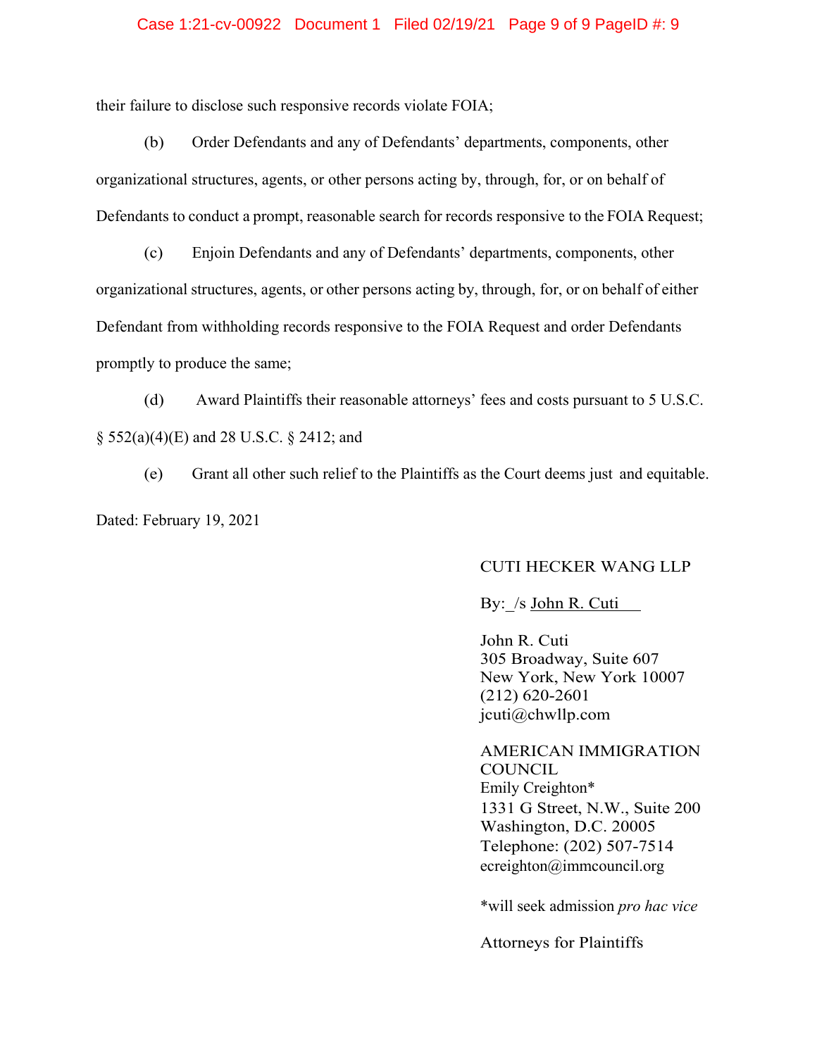their failure to disclose such responsive records violate FOIA;

(b) Order Defendants and any of Defendants' departments, components, other organizational structures, agents, or other persons acting by, through, for, or on behalf of Defendants to conduct a prompt, reasonable search for records responsive to the FOIA Request;

(c) Enjoin Defendants and any of Defendants' departments, components, other organizational structures, agents, or other persons acting by, through, for, or on behalf of either Defendant from withholding records responsive to the FOIA Request and order Defendants promptly to produce the same;

(d) Award Plaintiffs their reasonable attorneys' fees and costs pursuant to 5 U.S.C. § 552(a)(4)(E) and 28 U.S.C. § 2412; and

(e) Grant all other such relief to the Plaintiffs as the Court deems just and equitable.

Dated: February 19, 2021

CUTI HECKER WANG LLP

By: /s John R. Cuti

John R. Cuti
305 Broadway, Suite 607
New York, New York 10007
(212) 620-2601
jcuti@chwllp.com

AMERICAN IMMIGRATION COUNCIL
Emily Creighton*
1331 G Street, N.W., Suite 200
Washington, D.C. 20005
Telephone: (202) 507-7514
ecreighton@immcouncil.org

*will seek admission *pro hac vice*

Attorneys for Plaintiffs